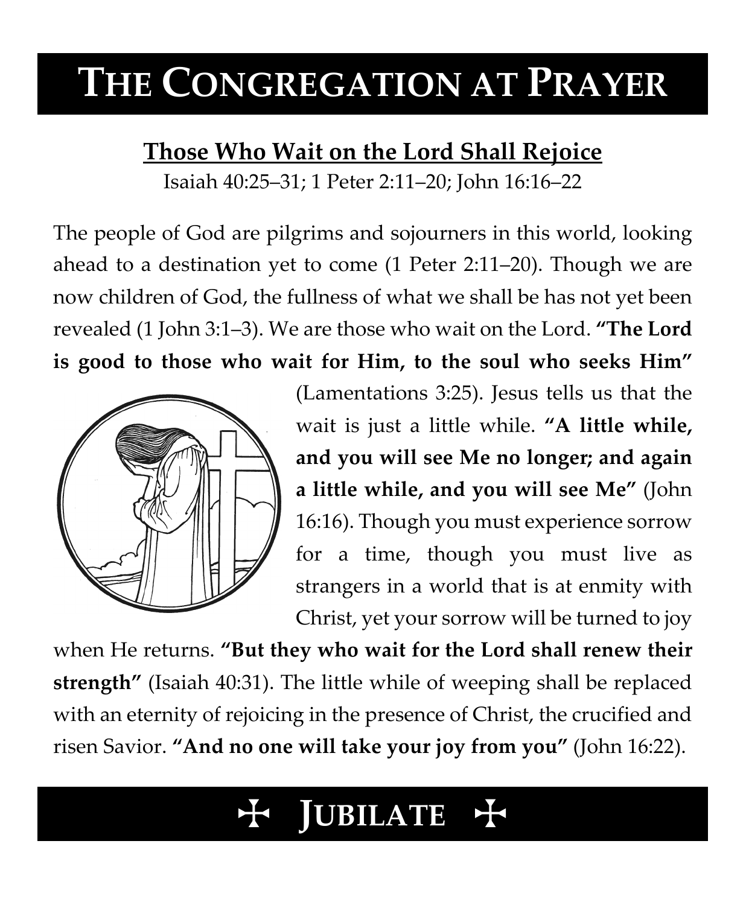# The Congregation at Prayer

## Those Who Wait on the Lord Shall Rejoice

Isaiah 40:25–31; 1 Peter 2:11–20; John 16:16–22

The people of God are pilgrims and sojourners in this world, looking ahead to a destination yet to come (1 Peter 2:11–20). Though we are now children of God, the fullness of what we shall be has not yet been revealed (1 John 3:1–3). We are those who wait on the Lord. **"The Lord is good to those who wait for Him, to the soul who seeks Him"** (Lamentations 3:25). Jesus tells us that the wait is just a little while. **"A little while, and you will see Me no longer; and again a little while, and you will see Me"** (John 16:16). Though you must experience sorrow for a time, though you must live as strangers in a world that is at enmity with Christ, yet your sorrow will be turned to joy when He returns. **"But they who wait for the Lord shall renew their strength"** (Isaiah 40:31). The little while of weeping shall be replaced with an eternity of rejoicing in the presence of Christ, the crucified and risen Savior. **"And no one will take your joy from you"** (John 16:22).

# ✠ Jubilate ✠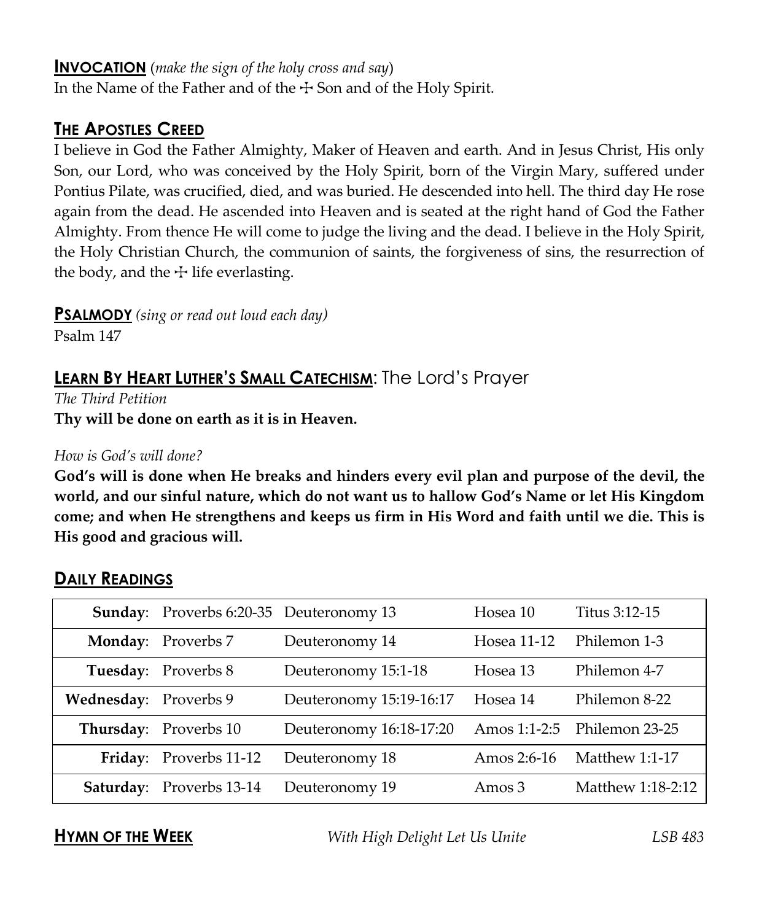## **INVOCATION** (*make the sign of the holy cross and say*)

In the Name of the Father and of the ☩ Son and of the Holy Spirit.

## **THE APOSTLES CREED**

I believe in God the Father Almighty, Maker of Heaven and earth. And in Jesus Christ, His only Son, our Lord, who was conceived by the Holy Spirit, born of the Virgin Mary, suffered under Pontius Pilate, was crucified, died, and was buried. He descended into hell. The third day He rose again from the dead. He ascended into Heaven and is seated at the right hand of God the Father Almighty. From thence He will come to judge the living and the dead. I believe in the Holy Spirit, the Holy Christian Church, the communion of saints, the forgiveness of sins, the resurrection of the body, and the ☩ life everlasting.

## **PSALMODY** *(sing or read out loud each day)*

Psalm 147

## **LEARN BY HEART LUTHER'S SMALL CATECHISM**: The Lord's Prayer

*The Third Petition*

**Thy will be done on earth as it is in Heaven.**

*How is God's will done?*

**God's will is done when He breaks and hinders every evil plan and purpose of the devil, the world, and our sinful nature, which do not want us to hallow God's Name or let His Kingdom come; and when He strengthens and keeps us firm in His Word and faith until we die. This is His good and gracious will.**

## **DAILY READINGS**

| | | | | |
|---|---|---|---|---|
| **Sunday**: | Proverbs 6:20-35 | Deuteronomy 13 | Hosea 10 | Titus 3:12-15 |
| **Monday**: | Proverbs 7 | Deuteronomy 14 | Hosea 11-12 | Philemon 1-3 |
| **Tuesday**: | Proverbs 8 | Deuteronomy 15:1-18 | Hosea 13 | Philemon 4-7 |
| **Wednesday**: | Proverbs 9 | Deuteronomy 15:19-16:17 | Hosea 14 | Philemon 8-22 |
| **Thursday**: | Proverbs 10 | Deuteronomy 16:18-17:20 | Amos 1:1-2:5 | Philemon 23-25 |
| **Friday**: | Proverbs 11-12 | Deuteronomy 18 | Amos 2:6-16 | Matthew 1:1-17 |
| **Saturday**: | Proverbs 13-14 | Deuteronomy 19 | Amos 3 | Matthew 1:18-2:12 |

**HYMN OF THE WEEK** *With High Delight Let Us Unite* *LSB 483*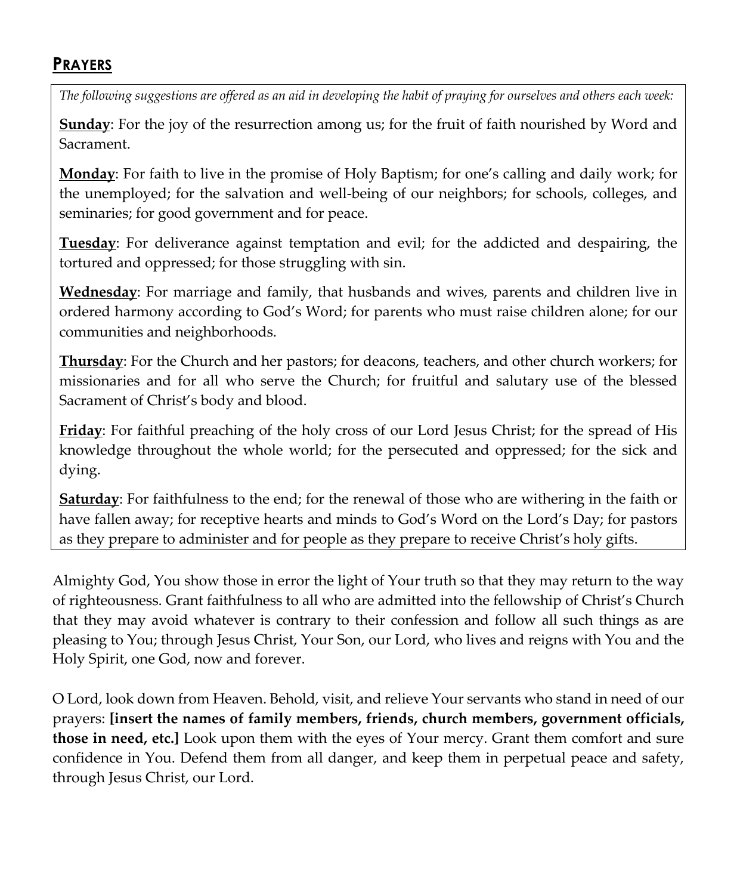## PRAYERS

*The following suggestions are offered as an aid in developing the habit of praying for ourselves and others each week:*

**Sunday**: For the joy of the resurrection among us; for the fruit of faith nourished by Word and Sacrament.

**Monday**: For faith to live in the promise of Holy Baptism; for one's calling and daily work; for the unemployed; for the salvation and well-being of our neighbors; for schools, colleges, and seminaries; for good government and for peace.

**Tuesday**: For deliverance against temptation and evil; for the addicted and despairing, the tortured and oppressed; for those struggling with sin.

**Wednesday**: For marriage and family, that husbands and wives, parents and children live in ordered harmony according to God's Word; for parents who must raise children alone; for our communities and neighborhoods.

**Thursday**: For the Church and her pastors; for deacons, teachers, and other church workers; for missionaries and for all who serve the Church; for fruitful and salutary use of the blessed Sacrament of Christ's body and blood.

**Friday**: For faithful preaching of the holy cross of our Lord Jesus Christ; for the spread of His knowledge throughout the whole world; for the persecuted and oppressed; for the sick and dying.

**Saturday**: For faithfulness to the end; for the renewal of those who are withering in the faith or have fallen away; for receptive hearts and minds to God's Word on the Lord's Day; for pastors as they prepare to administer and for people as they prepare to receive Christ's holy gifts.

Almighty God, You show those in error the light of Your truth so that they may return to the way of righteousness. Grant faithfulness to all who are admitted into the fellowship of Christ's Church that they may avoid whatever is contrary to their confession and follow all such things as are pleasing to You; through Jesus Christ, Your Son, our Lord, who lives and reigns with You and the Holy Spirit, one God, now and forever.

O Lord, look down from Heaven. Behold, visit, and relieve Your servants who stand in need of our prayers: **[insert the names of family members, friends, church members, government officials, those in need, etc.]** Look upon them with the eyes of Your mercy. Grant them comfort and sure confidence in You. Defend them from all danger, and keep them in perpetual peace and safety, through Jesus Christ, our Lord.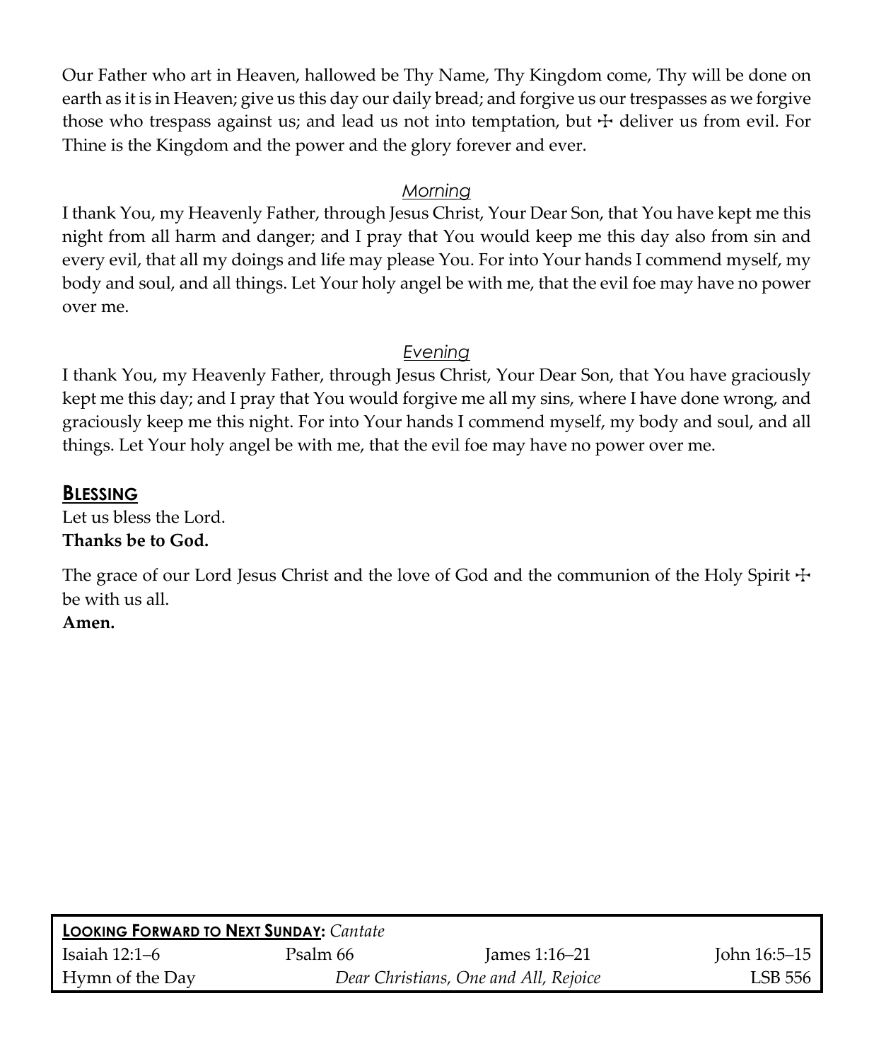Our Father who art in Heaven, hallowed be Thy Name, Thy Kingdom come, Thy will be done on earth as it is in Heaven; give us this day our daily bread; and forgive us our trespasses as we forgive those who trespass against us; and lead us not into temptation, but ☩ deliver us from evil. For Thine is the Kingdom and the power and the glory forever and ever.

*Morning*

I thank You, my Heavenly Father, through Jesus Christ, Your Dear Son, that You have kept me this night from all harm and danger; and I pray that You would keep me this day also from sin and every evil, that all my doings and life may please You. For into Your hands I commend myself, my body and soul, and all things. Let Your holy angel be with me, that the evil foe may have no power over me.

*Evening*

I thank You, my Heavenly Father, through Jesus Christ, Your Dear Son, that You have graciously kept me this day; and I pray that You would forgive me all my sins, where I have done wrong, and graciously keep me this night. For into Your hands I commend myself, my body and soul, and all things. Let Your holy angel be with me, that the evil foe may have no power over me.

## BLESSING

Let us bless the Lord.
**Thanks be to God.**

The grace of our Lord Jesus Christ and the love of God and the communion of the Holy Spirit ☩ be with us all.
**Amen.**

| **LOOKING FORWARD TO NEXT SUNDAY:** *Cantate* | | | |
|---|---|---|---|
| Isaiah 12:1–6 | Psalm 66 | James 1:16–21 | John 16:5–15 |
| Hymn of the Day | *Dear Christians, One and All, Rejoice* | | LSB 556 |